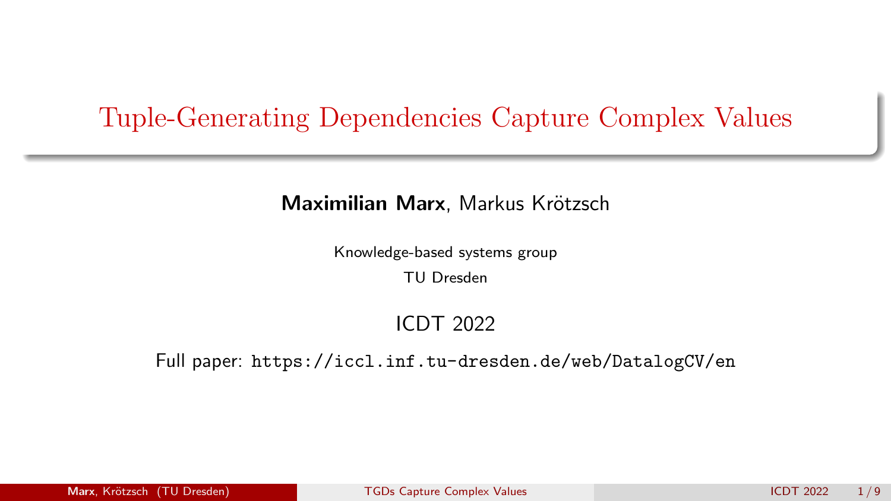# Tuple-Generating Dependencies Capture Complex Values

**Maximilian Marx**, Markus Krötzsch

Knowledge-based systems group

TU Dresden

ICDT 2022

Full paper: `https://iccl.inf.tu-dresden.de/web/DatalogCV/en`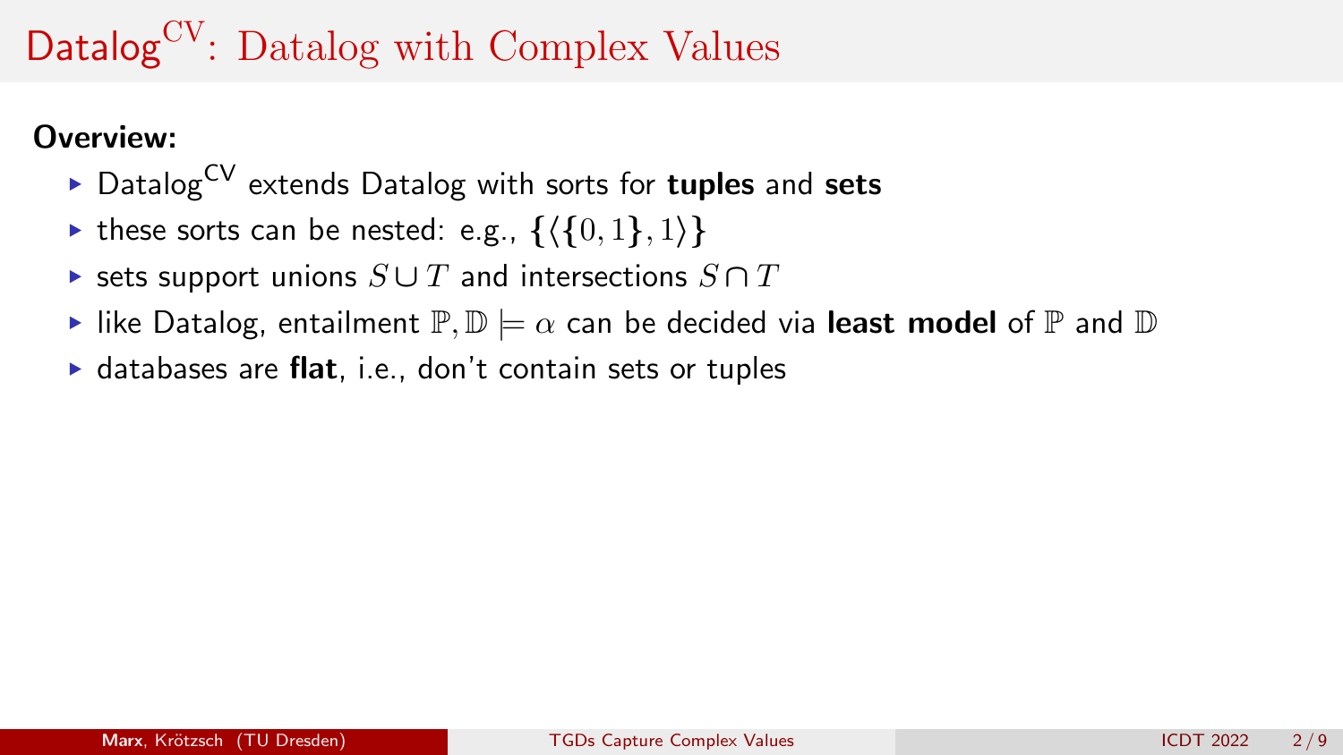# Datalog$^{\mathrm{CV}}$: Datalog with Complex Values

**Overview:**

- Datalog$^{\mathrm{CV}}$ extends Datalog with sorts for **tuples** and **sets**
- these sorts can be nested: e.g., $\{\langle\{0, 1\}, 1\rangle\}$
- sets support unions $S \cup T$ and intersections $S \cap T$
- like Datalog, entailment $\mathbb{P}, \mathbb{D} \models \alpha$ can be decided via **least model** of $\mathbb{P}$ and $\mathbb{D}$
- databases are **flat**, i.e., don't contain sets or tuples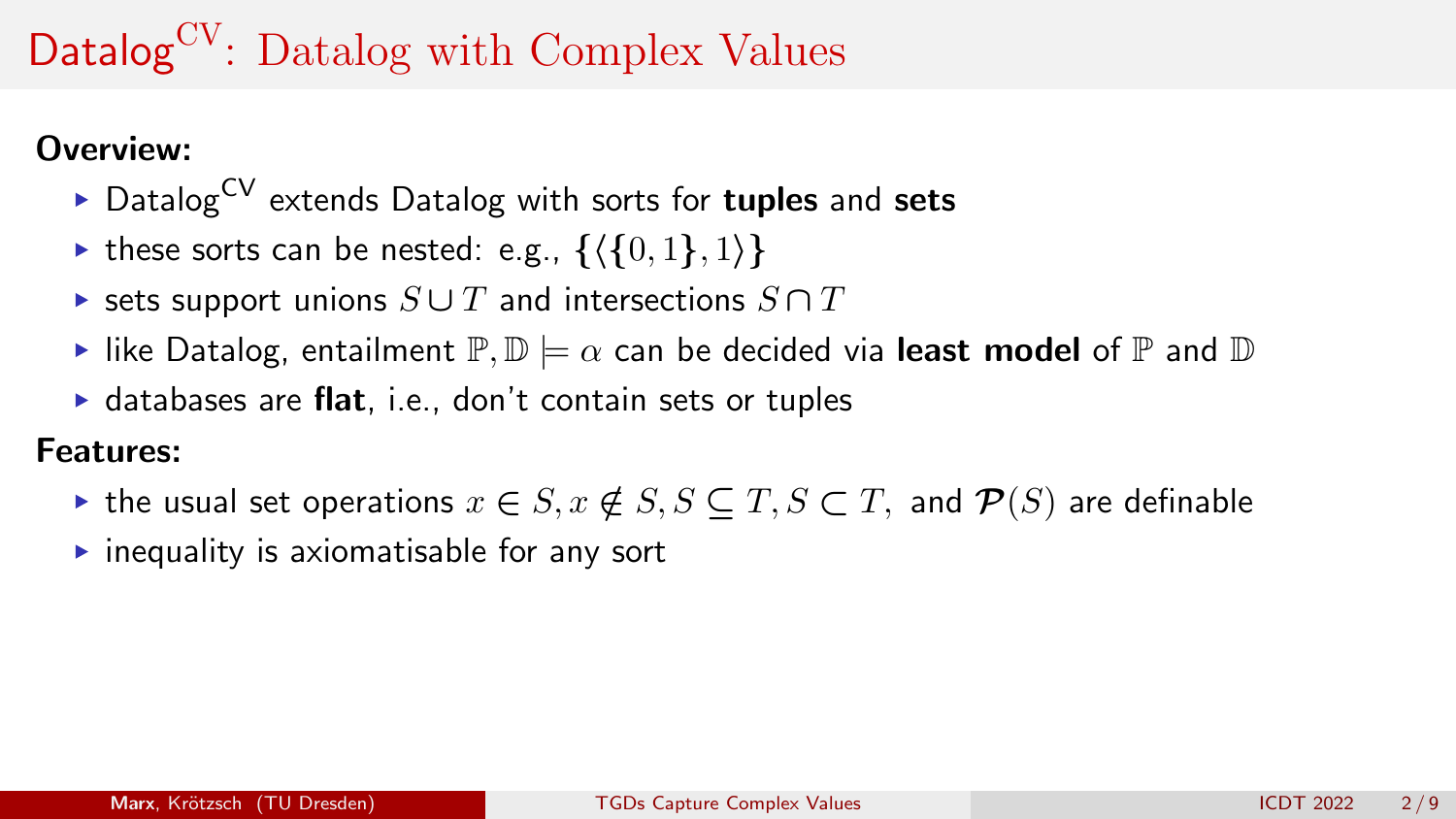# Datalog$^{\mathrm{CV}}$: Datalog with Complex Values

**Overview:**

- Datalog$^{\mathsf{CV}}$ extends Datalog with sorts for **tuples** and **sets**
- these sorts can be nested: e.g., $\{\langle\{0,1\},1\rangle\}$
- sets support unions $S \cup T$ and intersections $S \cap T$
- like Datalog, entailment $\mathbb{P}, \mathbb{D} \models \alpha$ can be decided via **least model** of $\mathbb{P}$ and $\mathbb{D}$
- databases are **flat**, i.e., don't contain sets or tuples

**Features:**

- the usual set operations $x \in S, x \notin S, S \subseteq T, S \subset T,$ and $\boldsymbol{\mathcal{P}}(S)$ are definable
- inequality is axiomatisable for any sort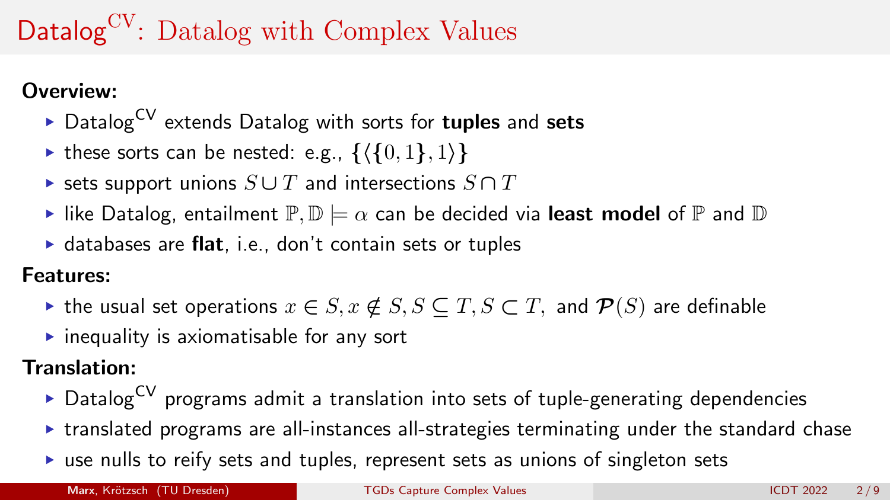# Datalog$^{\text{CV}}$: Datalog with Complex Values

**Overview:**

- Datalog$^{\text{CV}}$ extends Datalog with sorts for **tuples** and **sets**
- these sorts can be nested: e.g., $\{\langle\{0,1\},1\rangle\}$
- sets support unions $S \cup T$ and intersections $S \cap T$
- like Datalog, entailment $\mathbb{P}, \mathbb{D} \models \alpha$ can be decided via **least model** of $\mathbb{P}$ and $\mathbb{D}$
- databases are **flat**, i.e., don't contain sets or tuples

**Features:**

- the usual set operations $x \in S, x \notin S, S \subseteq T, S \subset T,$ and $\boldsymbol{\mathcal{P}}(S)$ are definable
- inequality is axiomatisable for any sort

**Translation:**

- Datalog$^{\text{CV}}$ programs admit a translation into sets of tuple-generating dependencies
- translated programs are all-instances all-strategies terminating under the standard chase
- use nulls to reify sets and tuples, represent sets as unions of singleton sets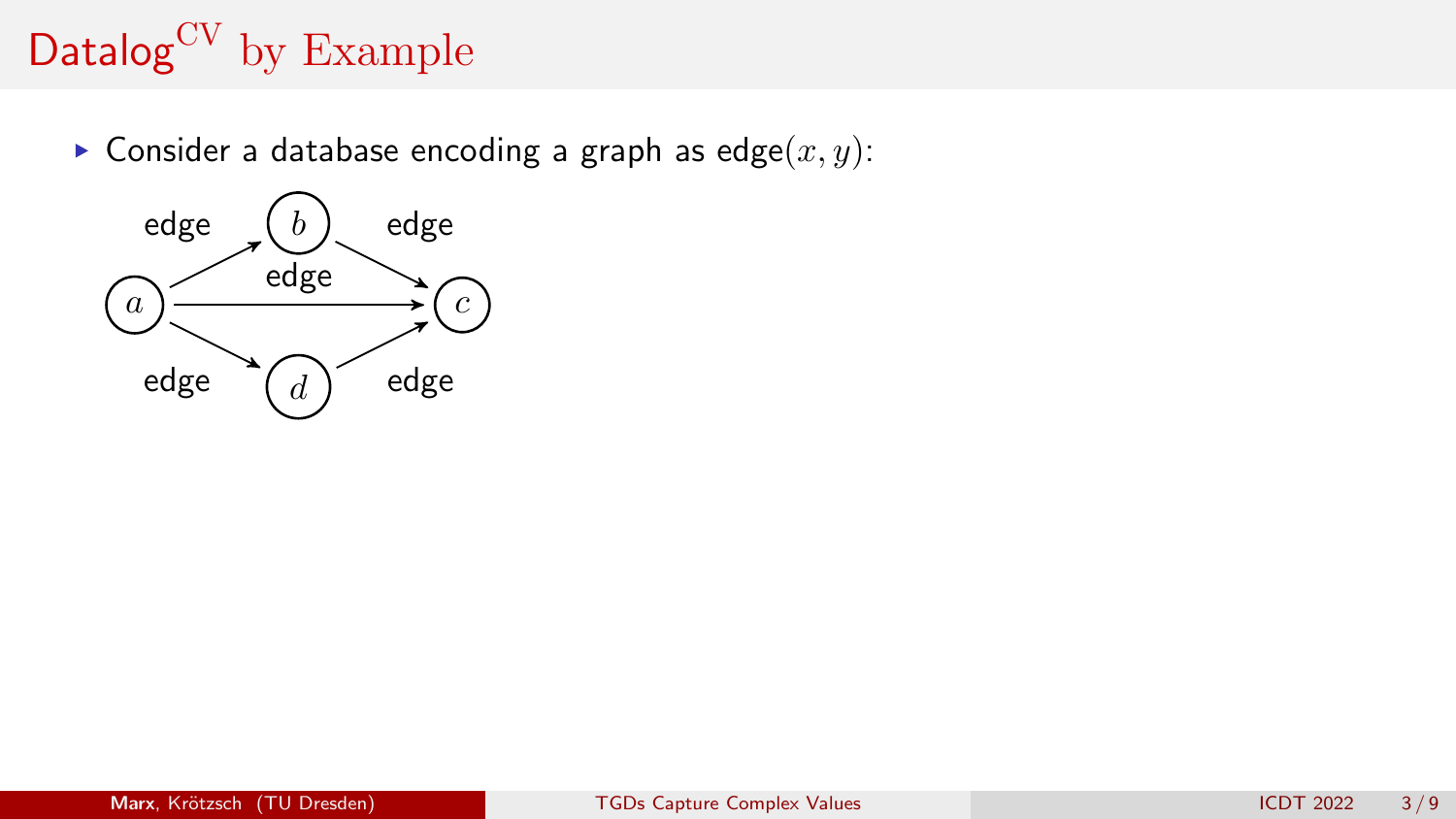# Datalog$^{\text{CV}}$ by Example

- Consider a database encoding a graph as edge$(x, y)$:

edge, edge, edge, edge, edge

$a$, $b$, $c$, $d$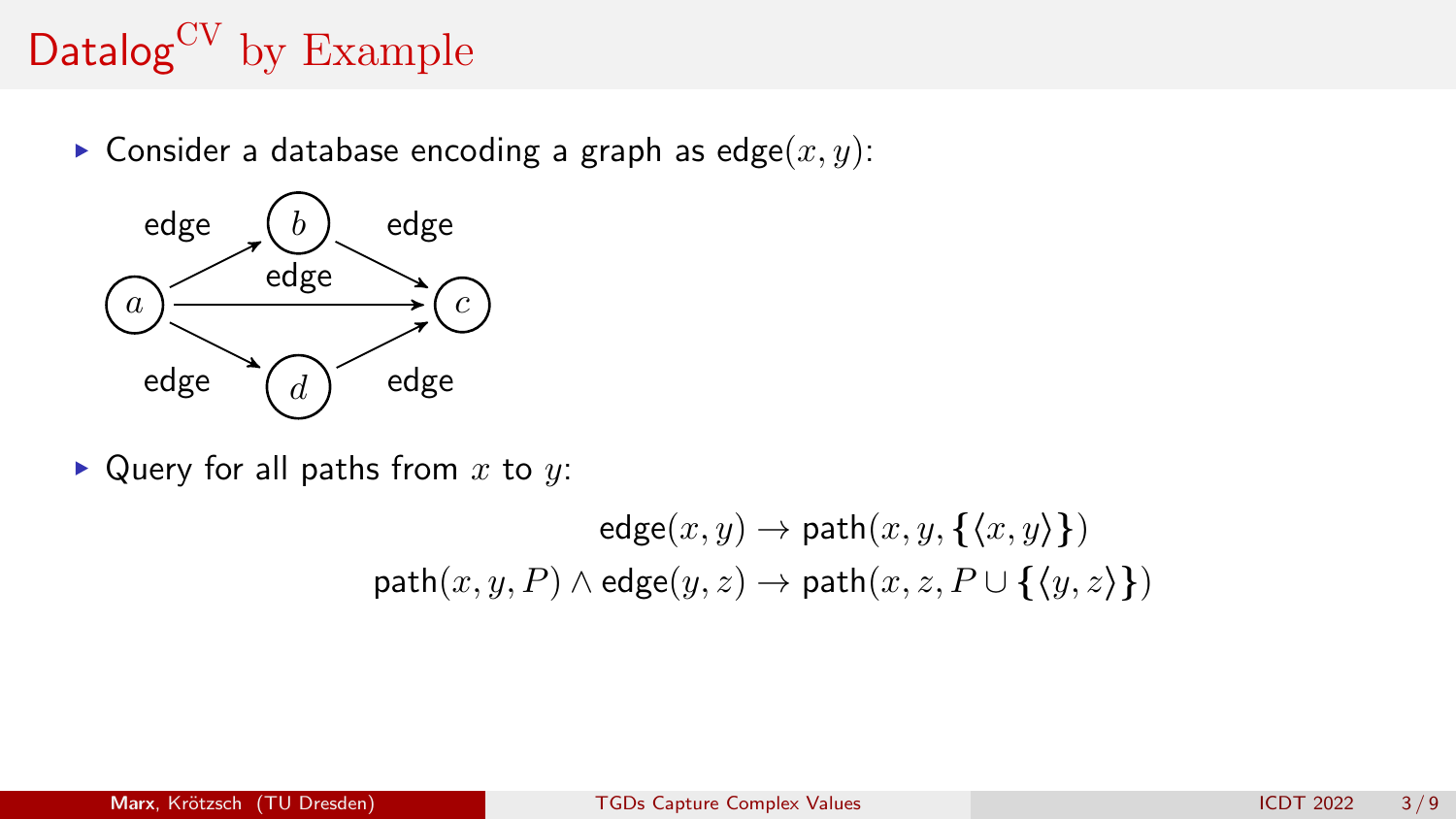# Datalog$^{\text{CV}}$ by Example

- Consider a database encoding a graph as $\mathsf{edge}(x, y)$:

- Query for all paths from $x$ to $y$:

$$\mathsf{edge}(x, y) \to \mathsf{path}(x, y, \{\langle x, y\rangle\})$$

$$\mathsf{path}(x, y, P) \land \mathsf{edge}(y, z) \to \mathsf{path}(x, z, P \cup \{\langle y, z\rangle\})$$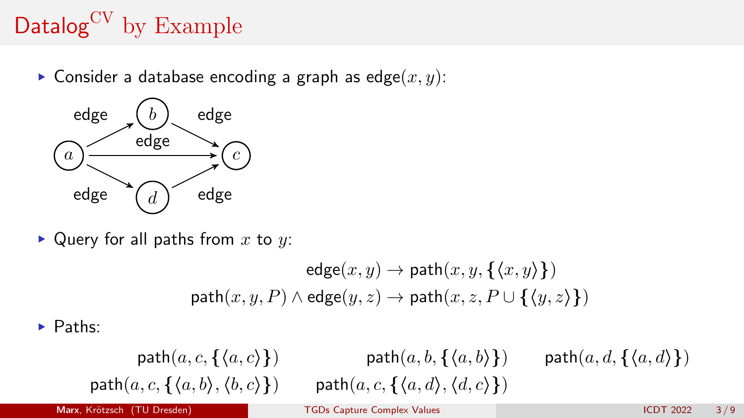# Datalog$^{\mathrm{CV}}$ by Example

- Consider a database encoding a graph as edge$(x, y)$:

- Query for all paths from $x$ to $y$:

$$\mathsf{edge}(x, y) \rightarrow \mathsf{path}(x, y, \{\langle x, y\rangle\})$$

$$\mathsf{path}(x, y, P) \wedge \mathsf{edge}(y, z) \rightarrow \mathsf{path}(x, z, P \cup \{\langle y, z\rangle\})$$

- Paths:

$$\mathsf{path}(a, c, \{\langle a, c\rangle\}) \qquad \mathsf{path}(a, b, \{\langle a, b\rangle\}) \qquad \mathsf{path}(a, d, \{\langle a, d\rangle\})$$

$$\mathsf{path}(a, c, \{\langle a, b\rangle, \langle b, c\rangle\}) \qquad \mathsf{path}(a, c, \{\langle a, d\rangle, \langle d, c\rangle\})$$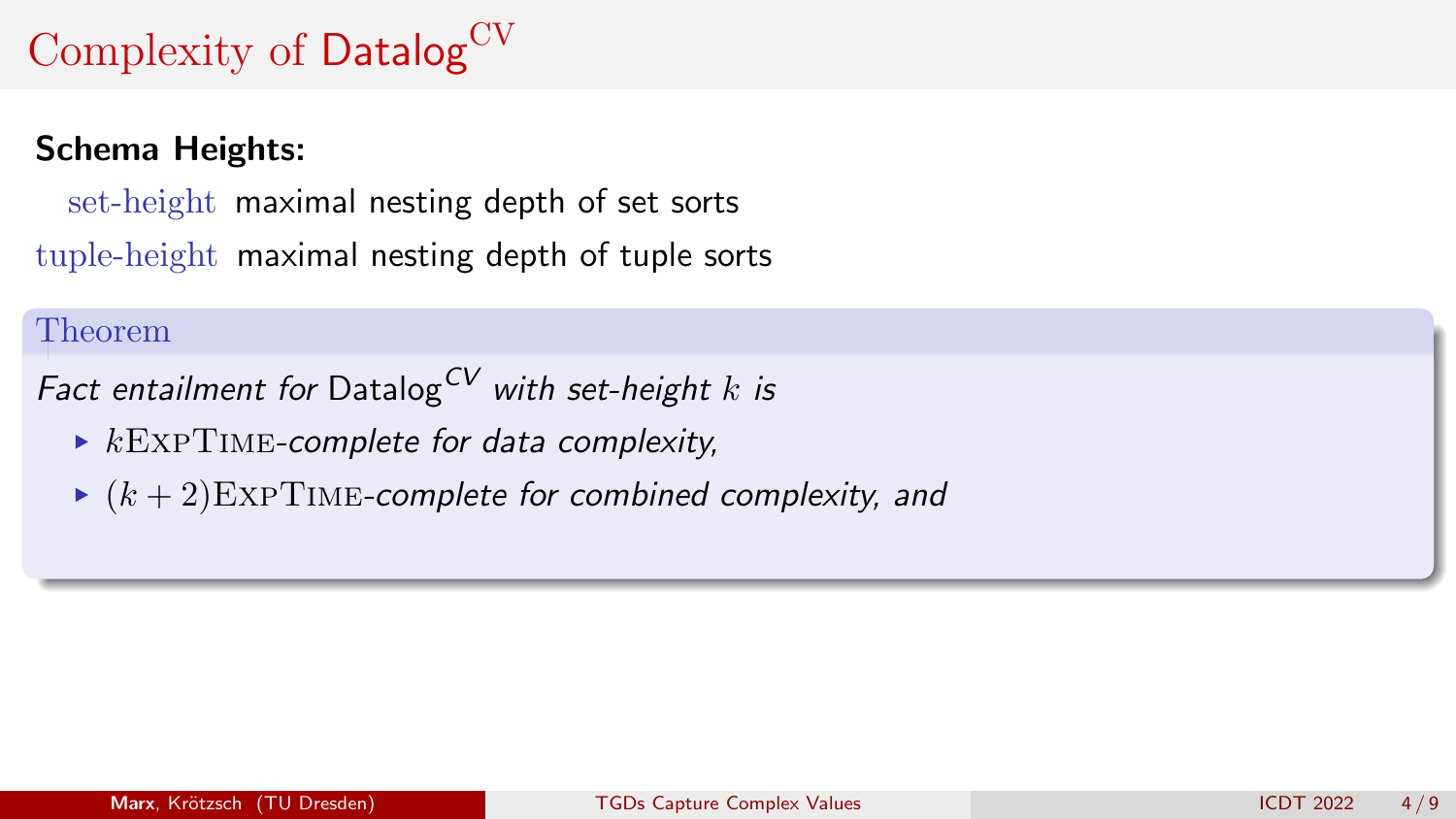# Complexity of Datalog$^{\text{CV}}$

**Schema Heights:**

set-height maximal nesting depth of set sorts

tuple-height maximal nesting depth of tuple sorts

**Theorem**

*Fact entailment for* Datalog$^{CV}$ *with set-height* $k$ *is*

- $k$ExpTime-*complete for data complexity,*
- $(k + 2)$ExpTime-*complete for combined complexity, and*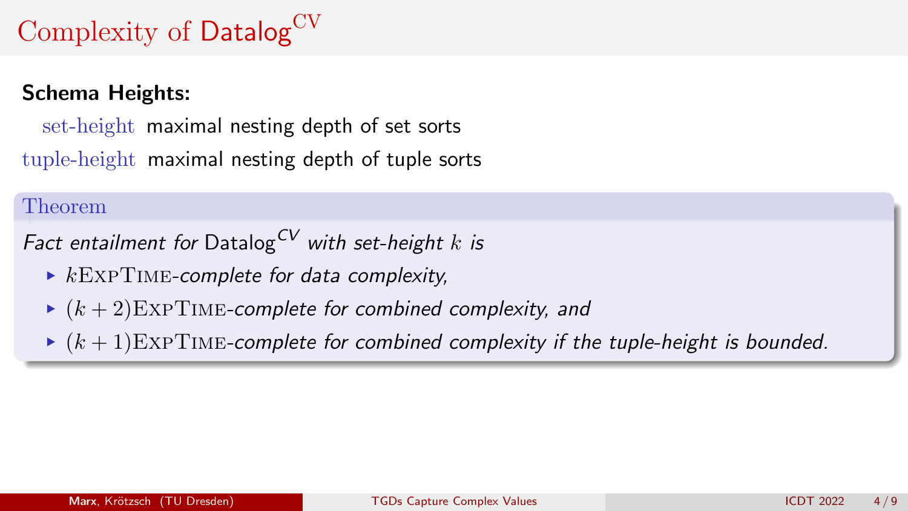# Complexity of Datalog$^{\mathrm{CV}}$

**Schema Heights:**

- set-height: maximal nesting depth of set sorts
- tuple-height: maximal nesting depth of tuple sorts

**Theorem**

*Fact entailment for* Datalog$^{CV}$ *with set-height* $k$ *is*

- $k$ExpTime*-complete for data complexity,*
- $(k+2)$ExpTime*-complete for combined complexity, and*
- $(k+1)$ExpTime*-complete for combined complexity if the tuple-height is bounded.*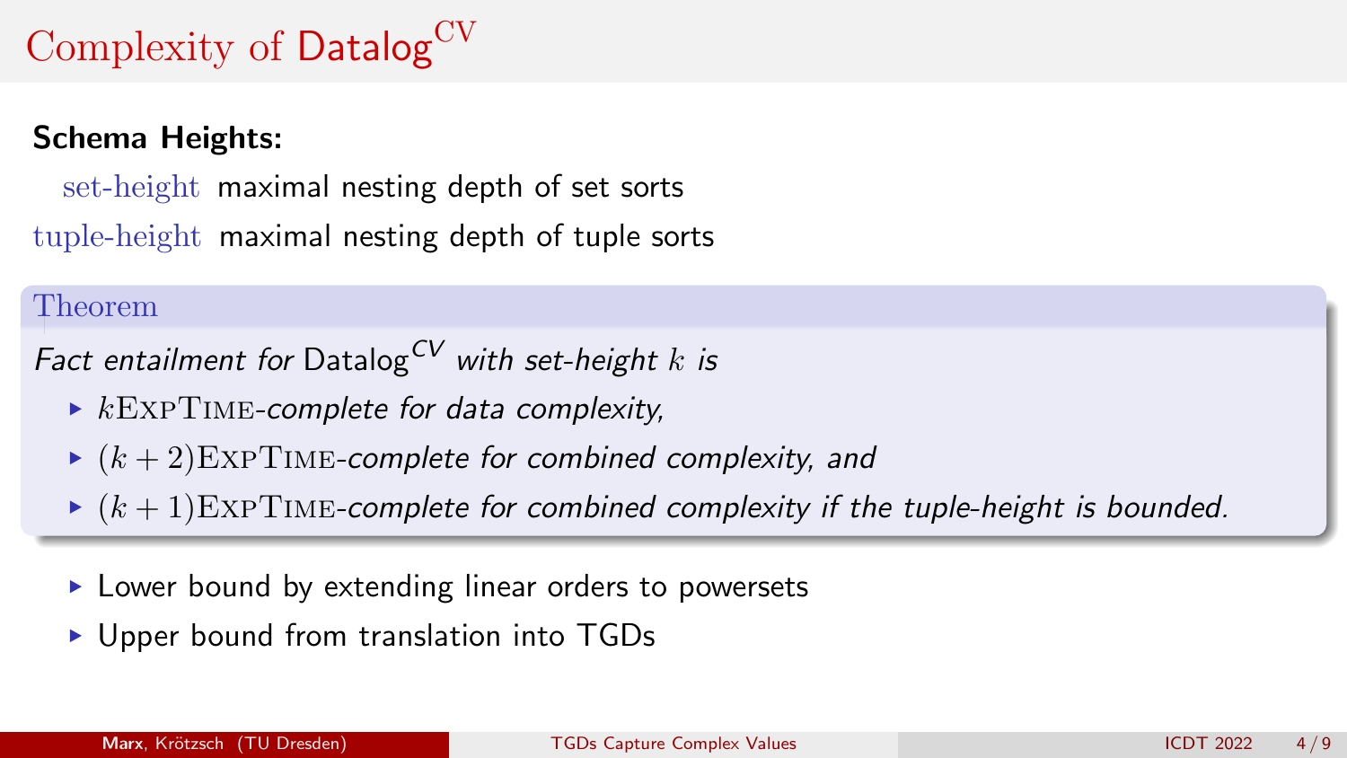# Complexity of Datalog$^{\text{CV}}$

**Schema Heights:**

set-height maximal nesting depth of set sorts

tuple-height maximal nesting depth of tuple sorts

**Theorem**

*Fact entailment for* Datalog$^{CV}$ *with set-height* $k$ *is*

- $k$ExpTime-*complete for data complexity,*
- $(k+2)$ExpTime-*complete for combined complexity, and*
- $(k+1)$ExpTime-*complete for combined complexity if the tuple-height is bounded.*

- Lower bound by extending linear orders to powersets
- Upper bound from translation into TGDs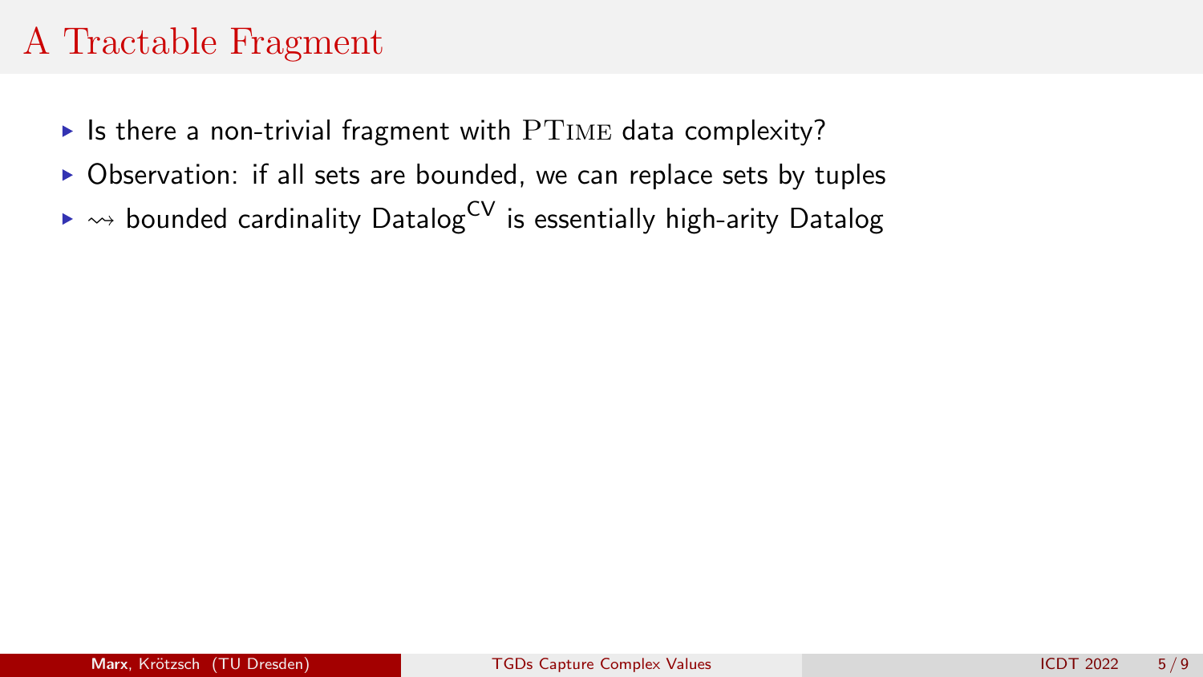# A Tractable Fragment

- Is there a non-trivial fragment with PTime data complexity?
- Observation: if all sets are bounded, we can replace sets by tuples
- $\rightsquigarrow$ bounded cardinality $\text{Datalog}^{\text{CV}}$ is essentially high-arity Datalog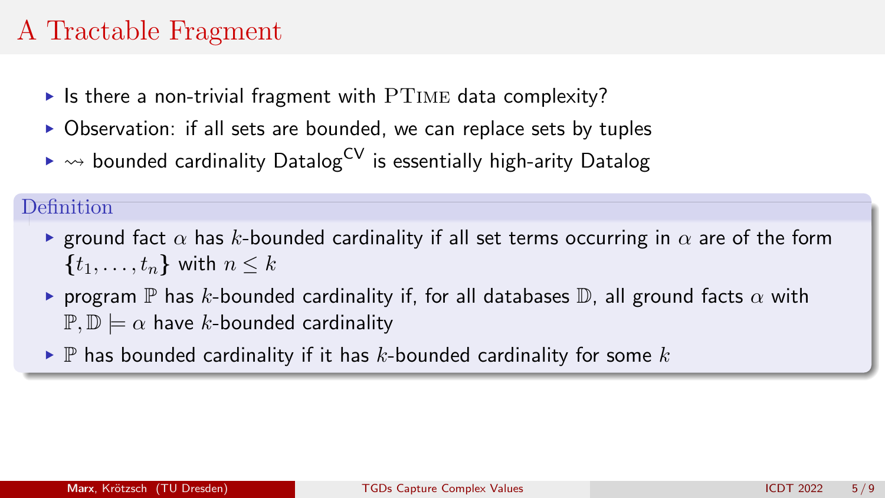# A Tractable Fragment

- Is there a non-trivial fragment with PTIME data complexity?
- Observation: if all sets are bounded, we can replace sets by tuples
- $\rightsquigarrow$ bounded cardinality Datalog$^{\mathsf{CV}}$ is essentially high-arity Datalog

**Definition**

- ground fact $\alpha$ has $k$-bounded cardinality if all set terms occurring in $\alpha$ are of the form $\{t_1, \ldots, t_n\}$ with $n \leq k$
- program $\mathbb{P}$ has $k$-bounded cardinality if, for all databases $\mathbb{D}$, all ground facts $\alpha$ with $\mathbb{P}, \mathbb{D} \models \alpha$ have $k$-bounded cardinality
- $\mathbb{P}$ has bounded cardinality if it has $k$-bounded cardinality for some $k$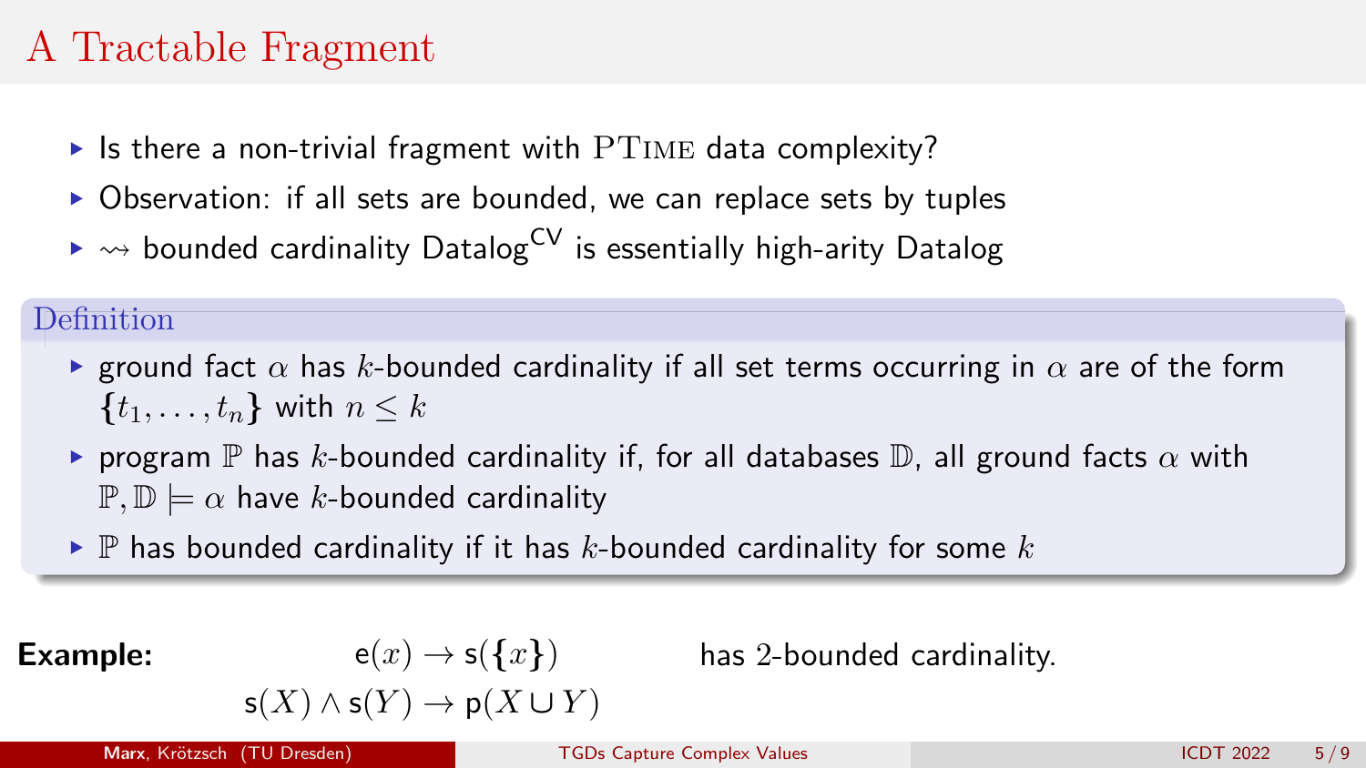# A Tractable Fragment

- Is there a non-trivial fragment with PTIME data complexity?
- Observation: if all sets are bounded, we can replace sets by tuples
- $\rightsquigarrow$ bounded cardinality Datalog$^{\mathsf{CV}}$ is essentially high-arity Datalog

**Definition**

- ground fact $\alpha$ has $k$-bounded cardinality if all set terms occurring in $\alpha$ are of the form $\{t_1, \ldots, t_n\}$ with $n \leq k$
- program $\mathbb{P}$ has $k$-bounded cardinality if, for all databases $\mathbb{D}$, all ground facts $\alpha$ with $\mathbb{P}, \mathbb{D} \models \alpha$ have $k$-bounded cardinality
- $\mathbb{P}$ has bounded cardinality if it has $k$-bounded cardinality for some $k$

**Example:**

$$\mathsf{e}(x) \rightarrow \mathsf{s}(\{x\})$$
$$\mathsf{s}(X) \wedge \mathsf{s}(Y) \rightarrow \mathsf{p}(X \cup Y)$$

has 2-bounded cardinality.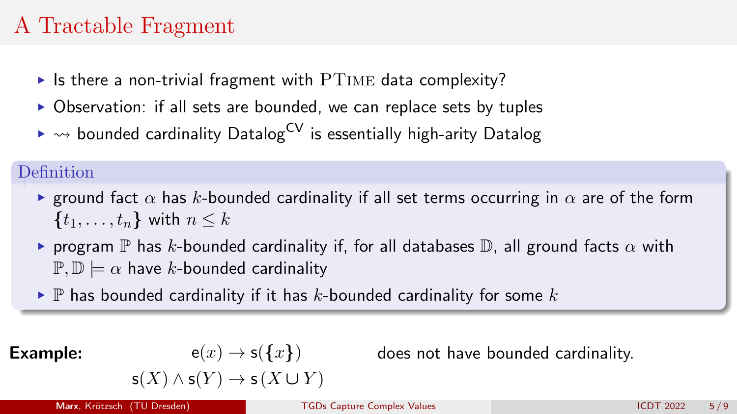# A Tractable Fragment

- Is there a non-trivial fragment with PTime data complexity?
- Observation: if all sets are bounded, we can replace sets by tuples
- $\rightsquigarrow$ bounded cardinality Datalog$^{\mathsf{CV}}$ is essentially high-arity Datalog

**Definition**

- ground fact $\alpha$ has $k$-bounded cardinality if all set terms occurring in $\alpha$ are of the form $\{t_1, \ldots, t_n\}$ with $n \leq k$
- program $\mathbb{P}$ has $k$-bounded cardinality if, for all databases $\mathbb{D}$, all ground facts $\alpha$ with $\mathbb{P}, \mathbb{D} \models \alpha$ have $k$-bounded cardinality
- $\mathbb{P}$ has bounded cardinality if it has $k$-bounded cardinality for some $k$

**Example:**

$$\mathsf{e}(x) \rightarrow \mathsf{s}(\{x\})$$
$$\mathsf{s}(X) \wedge \mathsf{s}(Y) \rightarrow \mathsf{s}(X \cup Y)$$

does not have bounded cardinality.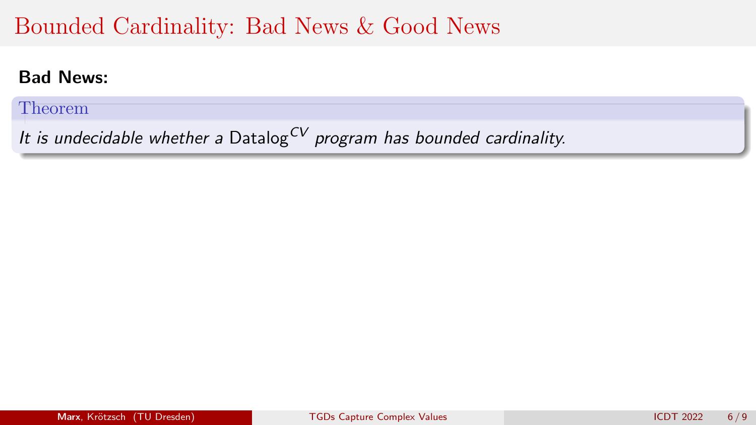# Bounded Cardinality: Bad News & Good News

**Bad News:**

**Theorem**

*It is undecidable whether a* Datalog$^{CV}$ *program has bounded cardinality.*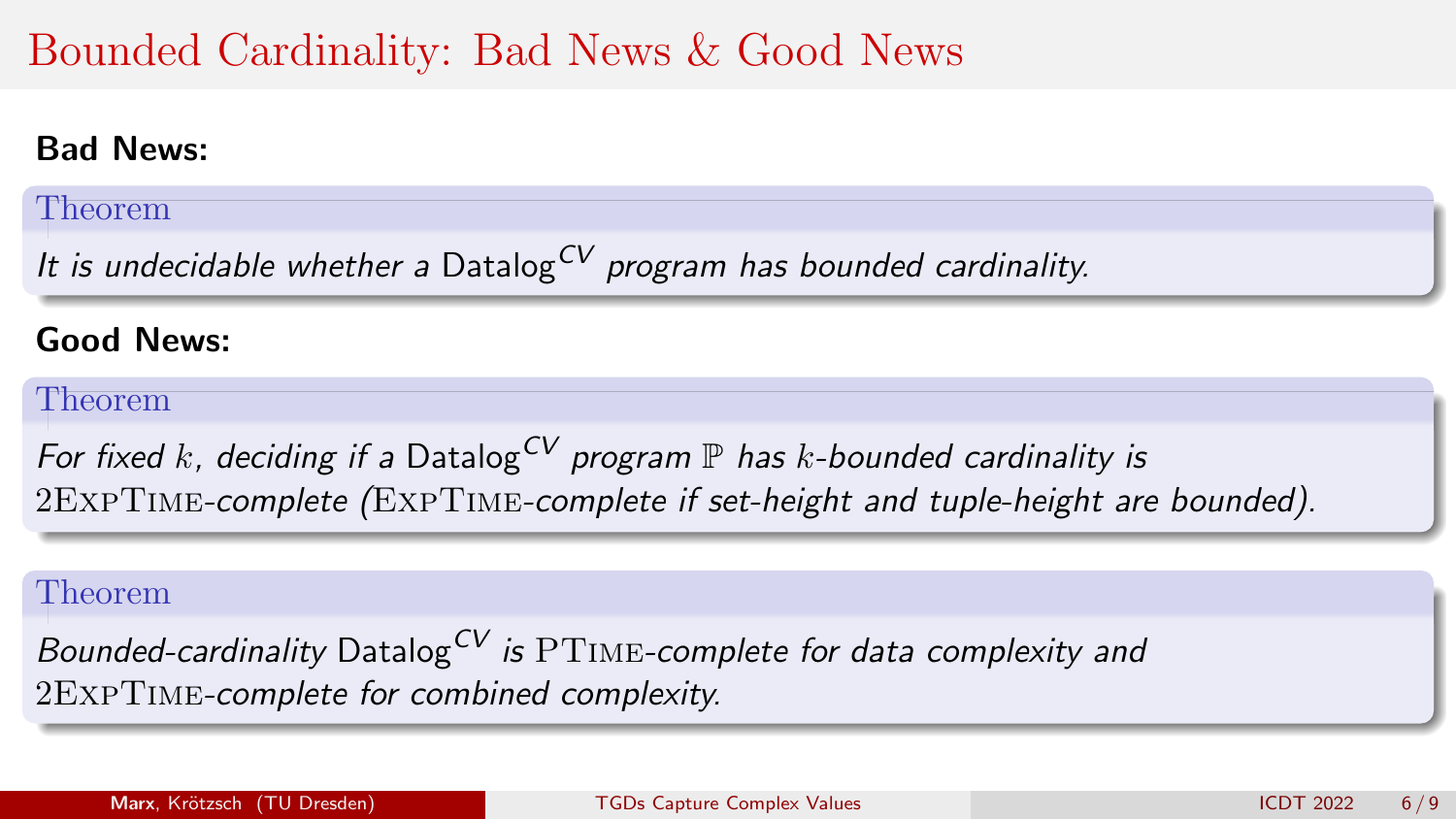# Bounded Cardinality: Bad News & Good News

**Bad News:**

**Theorem**

*It is undecidable whether a* Datalog$^{CV}$ *program has bounded cardinality.*

**Good News:**

**Theorem**

*For fixed $k$, deciding if a* Datalog$^{CV}$ *program $\mathbb{P}$ has $k$-bounded cardinality is* 2ExpTime*-complete (*ExpTime*-complete if set-height and tuple-height are bounded).*

**Theorem**

*Bounded-cardinality* Datalog$^{CV}$ *is* PTime*-complete for data complexity and* 2ExpTime*-complete for combined complexity.*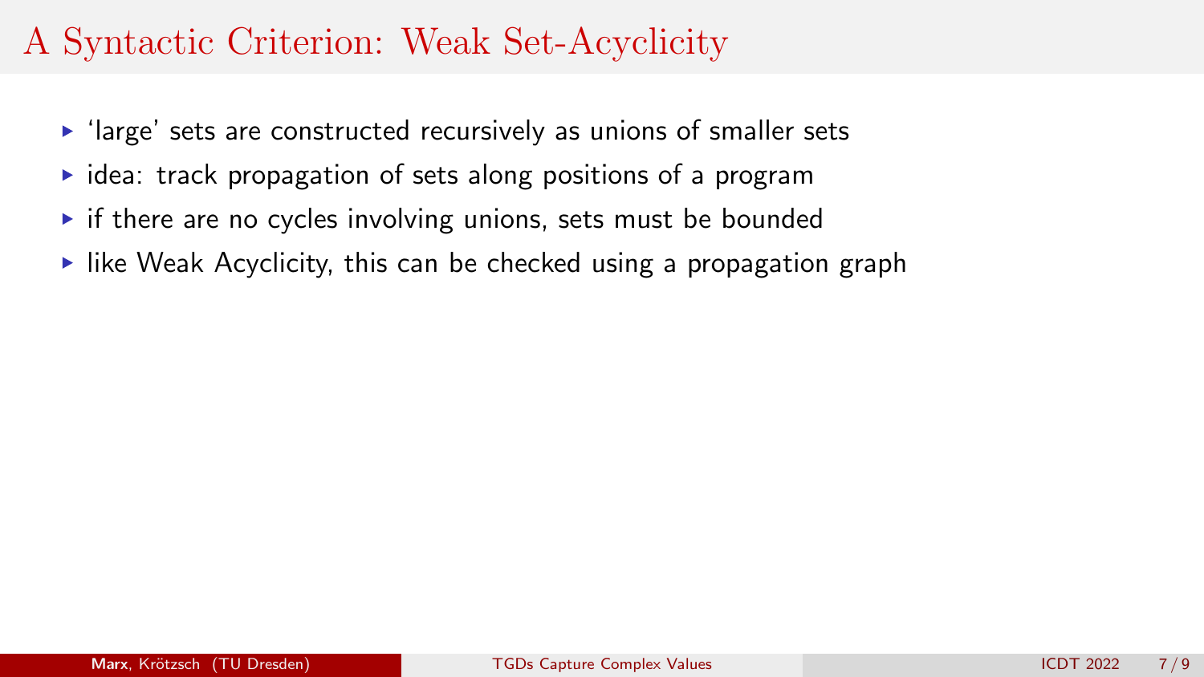# A Syntactic Criterion: Weak Set-Acyclicity

- 'large' sets are constructed recursively as unions of smaller sets
- idea: track propagation of sets along positions of a program
- if there are no cycles involving unions, sets must be bounded
- like Weak Acyclicity, this can be checked using a propagation graph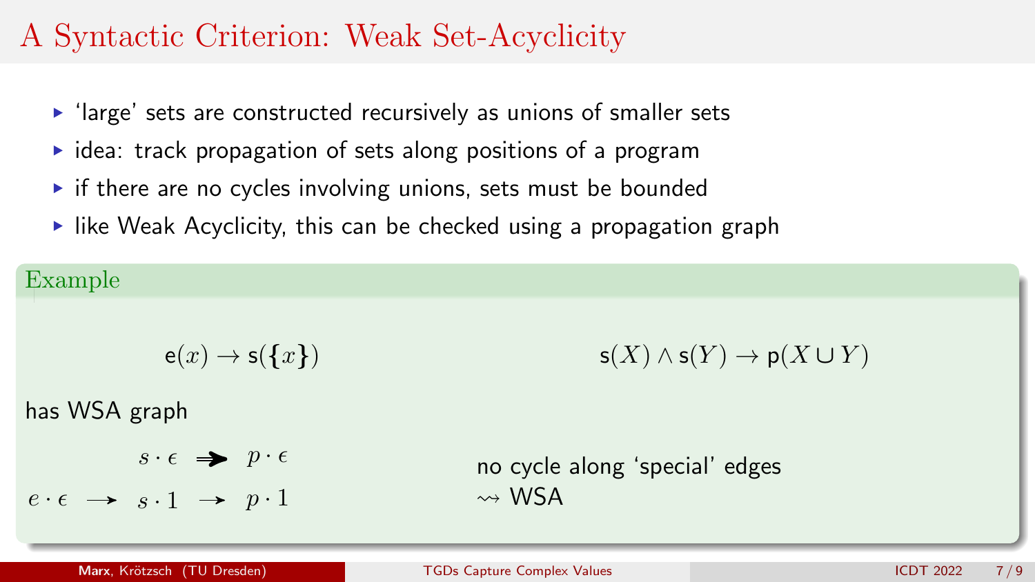# A Syntactic Criterion: Weak Set-Acyclicity

- 'large' sets are constructed recursively as unions of smaller sets
- idea: track propagation of sets along positions of a program
- if there are no cycles involving unions, sets must be bounded
- like Weak Acyclicity, this can be checked using a propagation graph

## Example

$$\mathsf{e}(x) \to \mathsf{s}(\{x\}) \qquad\qquad \mathsf{s}(X) \wedge \mathsf{s}(Y) \to \mathsf{p}(X \cup Y)$$

has WSA graph

$$s \cdot \epsilon \Rightarrow p \cdot \epsilon$$

$$e \cdot \epsilon \rightarrow s \cdot 1 \rightarrow p \cdot 1$$

no cycle along 'special' edges
$\rightsquigarrow$ WSA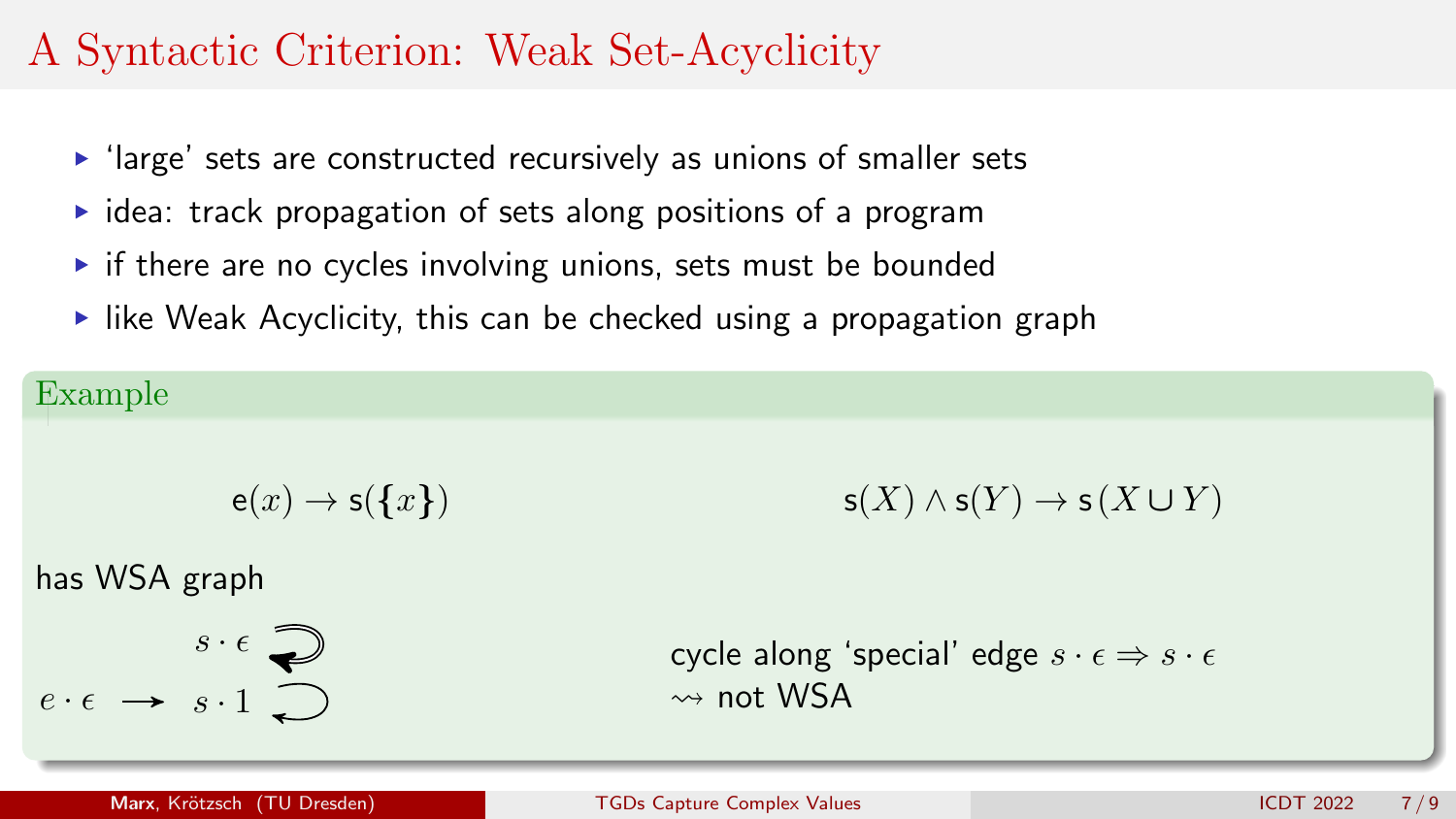# A Syntactic Criterion: Weak Set-Acyclicity

- 'large' sets are constructed recursively as unions of smaller sets
- idea: track propagation of sets along positions of a program
- if there are no cycles involving unions, sets must be bounded
- like Weak Acyclicity, this can be checked using a propagation graph

**Example**

$$\mathsf{e}(x) \rightarrow \mathsf{s}(\{x\}) \qquad\qquad \mathsf{s}(X) \wedge \mathsf{s}(Y) \rightarrow \mathsf{s}(X \cup Y)$$

has WSA graph

$s \cdot \epsilon$ (special self-loop)

$e \cdot \epsilon \longrightarrow s \cdot 1$ (self-loop)

cycle along 'special' edge $s \cdot \epsilon \Rightarrow s \cdot \epsilon$
$\rightsquigarrow$ not WSA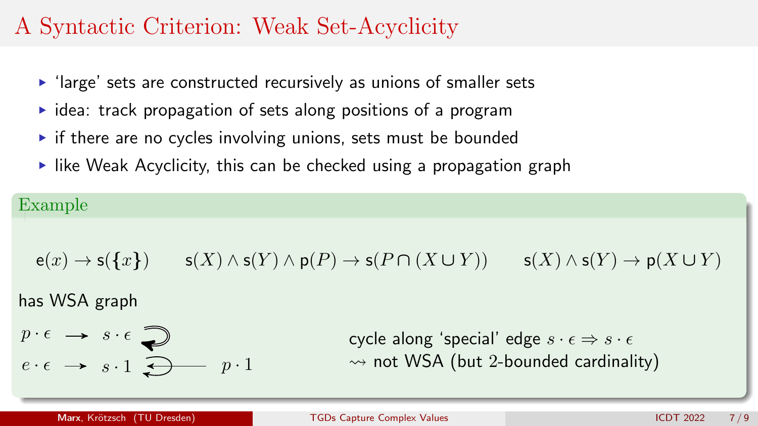# A Syntactic Criterion: Weak Set-Acyclicity

- 'large' sets are constructed recursively as unions of smaller sets
- idea: track propagation of sets along positions of a program
- if there are no cycles involving unions, sets must be bounded
- like Weak Acyclicity, this can be checked using a propagation graph

**Example**

$$\mathsf{e}(x) \to \mathsf{s}(\{x\}) \qquad \mathsf{s}(X) \wedge \mathsf{s}(Y) \wedge \mathsf{p}(P) \to \mathsf{s}(P \cap (X \cup Y)) \qquad \mathsf{s}(X) \wedge \mathsf{s}(Y) \to \mathsf{p}(X \cup Y)$$

has WSA graph

$p \cdot \epsilon \longrightarrow s \cdot \epsilon$ (self-loop on $s \cdot \epsilon$)

$e \cdot \epsilon \longrightarrow s \cdot 1$ (self-loop on $s \cdot 1$), $p \cdot 1 \longrightarrow s \cdot 1$

cycle along 'special' edge $s \cdot \epsilon \Rightarrow s \cdot \epsilon$
$\rightsquigarrow$ not WSA (but 2-bounded cardinality)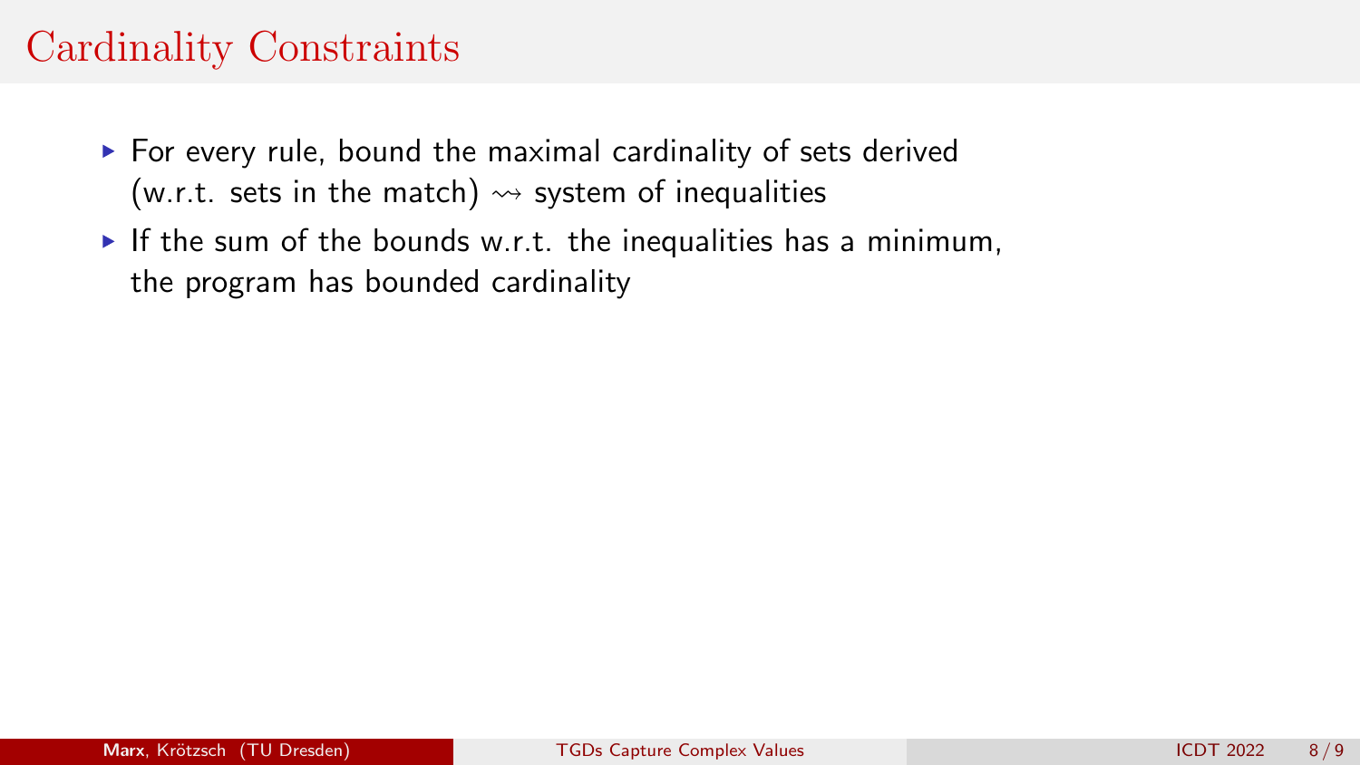# Cardinality Constraints

- For every rule, bound the maximal cardinality of sets derived (w.r.t. sets in the match) $\rightsquigarrow$ system of inequalities
- If the sum of the bounds w.r.t. the inequalities has a minimum, the program has bounded cardinality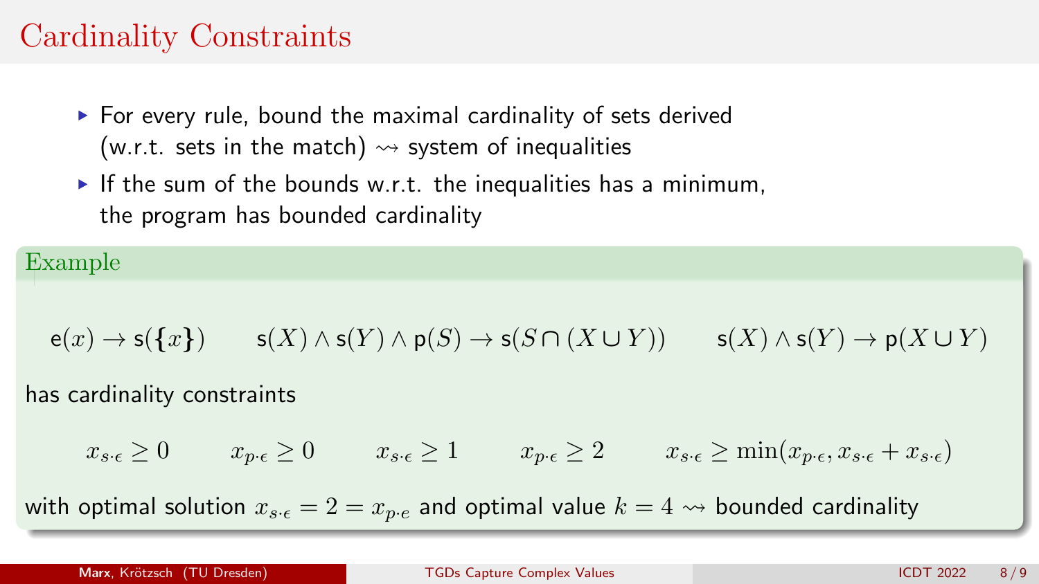# Cardinality Constraints

- For every rule, bound the maximal cardinality of sets derived (w.r.t. sets in the match) $\rightsquigarrow$ system of inequalities
- If the sum of the bounds w.r.t. the inequalities has a minimum, the program has bounded cardinality

## Example

$$\mathsf{e}(x) \to \mathsf{s}(\{x\}) \qquad \mathsf{s}(X) \wedge \mathsf{s}(Y) \wedge \mathsf{p}(S) \to \mathsf{s}(S \cap (X \cup Y)) \qquad \mathsf{s}(X) \wedge \mathsf{s}(Y) \to \mathsf{p}(X \cup Y)$$

has cardinality constraints

$$x_{s\cdot\epsilon} \geq 0 \qquad x_{p\cdot\epsilon} \geq 0 \qquad x_{s\cdot\epsilon} \geq 1 \qquad x_{p\cdot\epsilon} \geq 2 \qquad x_{s\cdot\epsilon} \geq \min(x_{p\cdot\epsilon}, x_{s\cdot\epsilon} + x_{s\cdot\epsilon})$$

with optimal solution $x_{s\cdot\epsilon} = 2 = x_{p\cdot e}$ and optimal value $k = 4$ $\rightsquigarrow$ bounded cardinality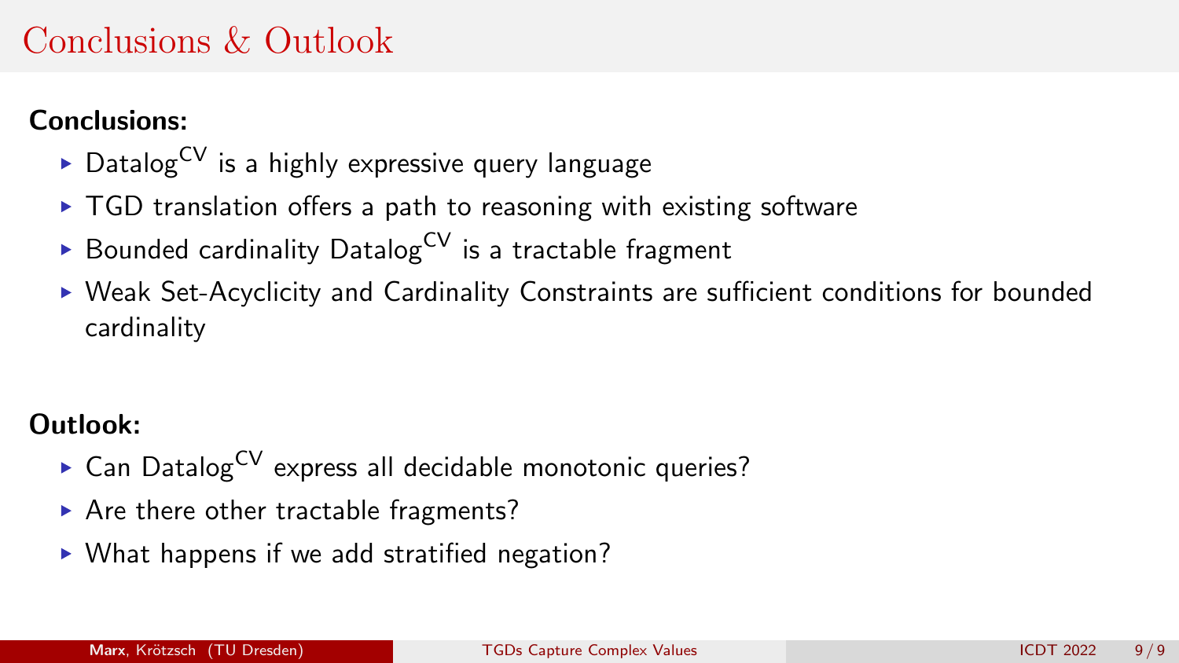# Conclusions & Outlook

**Conclusions:**

- $\text{Datalog}^{\text{CV}}$ is a highly expressive query language
- TGD translation offers a path to reasoning with existing software
- Bounded cardinality $\text{Datalog}^{\text{CV}}$ is a tractable fragment
- Weak Set-Acyclicity and Cardinality Constraints are sufficient conditions for bounded cardinality

**Outlook:**

- Can $\text{Datalog}^{\text{CV}}$ express all decidable monotonic queries?
- Are there other tractable fragments?
- What happens if we add stratified negation?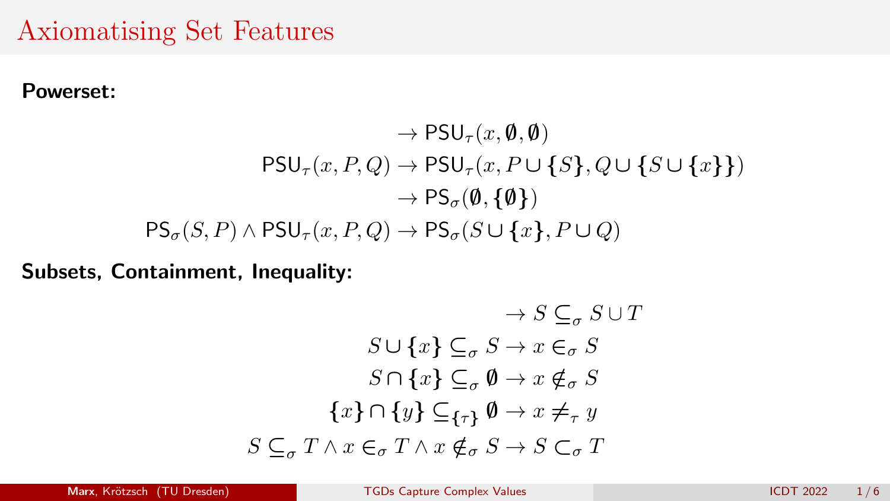# Axiomatising Set Features

**Powerset:**

$$
\begin{aligned}
&\rightarrow \mathsf{PSU}_\tau(x, \emptyset, \emptyset) \\
\mathsf{PSU}_\tau(x, P, Q) &\rightarrow \mathsf{PSU}_\tau(x, P \cup \{S\}, Q \cup \{S \cup \{x\}\}) \\
&\rightarrow \mathsf{PS}_\sigma(\emptyset, \{\emptyset\}) \\
\mathsf{PS}_\sigma(S, P) \wedge \mathsf{PSU}_\tau(x, P, Q) &\rightarrow \mathsf{PS}_\sigma(S \cup \{x\}, P \cup Q)
\end{aligned}
$$

**Subsets, Containment, Inequality:**

$$
\begin{aligned}
&\rightarrow S \subseteq_\sigma S \cup T \\
S \cup \{x\} \subseteq_\sigma S &\rightarrow x \in_\sigma S \\
S \cap \{x\} \subseteq_\sigma \emptyset &\rightarrow x \notin_\sigma S \\
\{x\} \cap \{y\} \subseteq_{\{\tau\}} \emptyset &\rightarrow x \neq_\tau y \\
S \subseteq_\sigma T \wedge x \in_\sigma T \wedge x \notin_\sigma S &\rightarrow S \subset_\sigma T
\end{aligned}
$$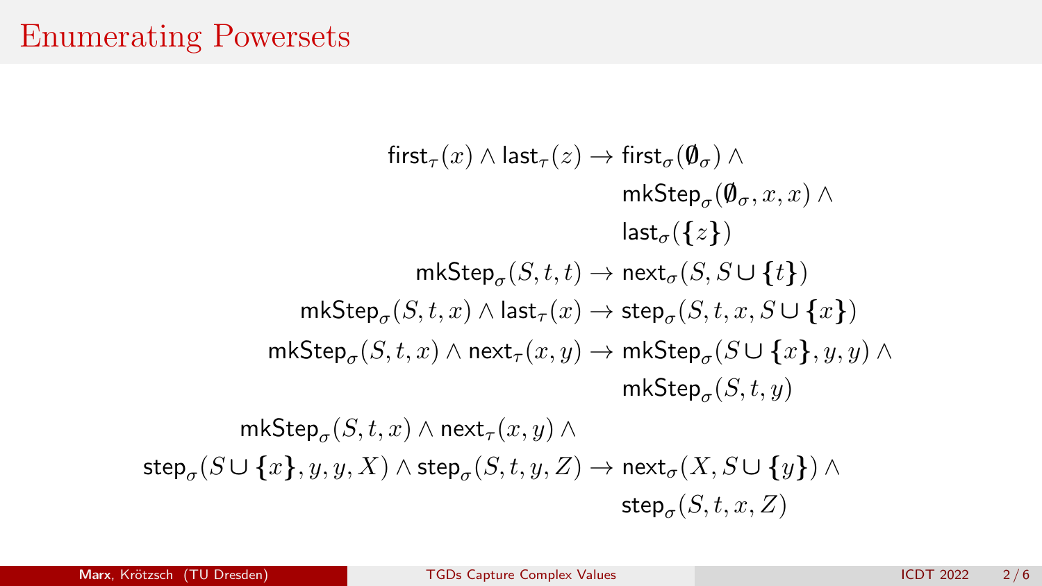# Enumerating Powersets

$$
\begin{aligned}
\mathsf{first}_\tau(x) \wedge \mathsf{last}_\tau(z) &\rightarrow \mathsf{first}_\sigma(\emptyset_\sigma) \wedge \\
&\qquad \mathsf{mkStep}_\sigma(\emptyset_\sigma, x, x) \wedge \\
&\qquad \mathsf{last}_\sigma(\{z\}) \\
\mathsf{mkStep}_\sigma(S, t, t) &\rightarrow \mathsf{next}_\sigma(S, S \cup \{t\}) \\
\mathsf{mkStep}_\sigma(S, t, x) \wedge \mathsf{last}_\tau(x) &\rightarrow \mathsf{step}_\sigma(S, t, x, S \cup \{x\}) \\
\mathsf{mkStep}_\sigma(S, t, x) \wedge \mathsf{next}_\tau(x, y) &\rightarrow \mathsf{mkStep}_\sigma(S \cup \{x\}, y, y) \wedge \\
&\qquad \mathsf{mkStep}_\sigma(S, t, y) \\
\mathsf{mkStep}_\sigma(S, t, x) \wedge \mathsf{next}_\tau(x, y) \wedge & \\
\mathsf{step}_\sigma(S \cup \{x\}, y, y, X) \wedge \mathsf{step}_\sigma(S, t, y, Z) &\rightarrow \mathsf{next}_\sigma(X, S \cup \{y\}) \wedge \\
&\qquad \mathsf{step}_\sigma(S, t, x, Z)
\end{aligned}
$$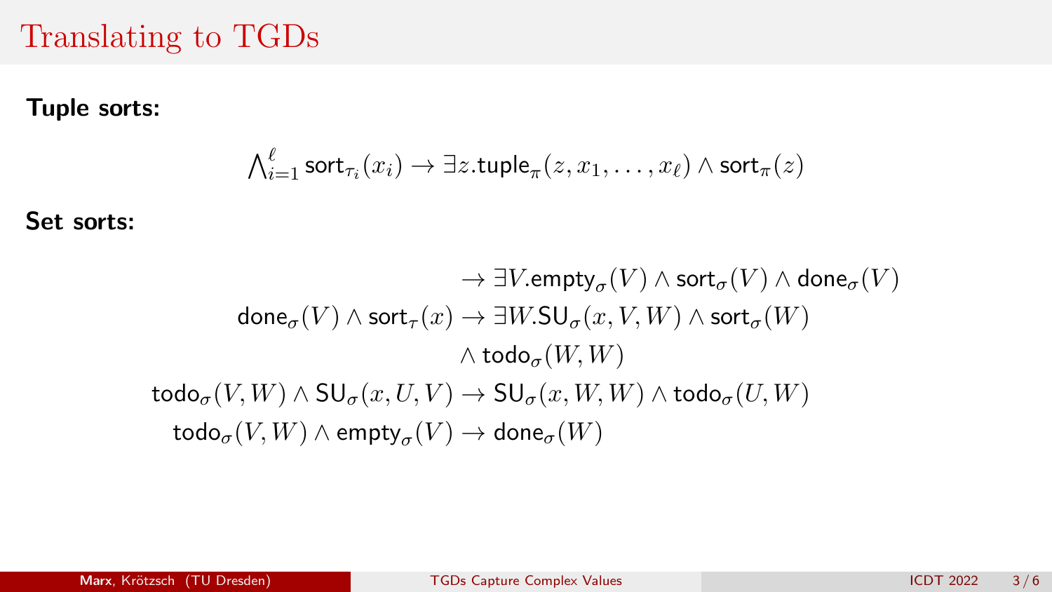# Translating to TGDs

**Tuple sorts:**

$$\bigwedge_{i=1}^{\ell} \mathsf{sort}_{\tau_i}(x_i) \rightarrow \exists z.\mathsf{tuple}_{\pi}(z, x_1, \ldots, x_\ell) \wedge \mathsf{sort}_{\pi}(z)$$

**Set sorts:**

$$
\begin{aligned}
&\rightarrow \exists V.\mathsf{empty}_{\sigma}(V) \wedge \mathsf{sort}_{\sigma}(V) \wedge \mathsf{done}_{\sigma}(V) \\
\mathsf{done}_{\sigma}(V) \wedge \mathsf{sort}_{\tau}(x) &\rightarrow \exists W.\mathsf{SU}_{\sigma}(x, V, W) \wedge \mathsf{sort}_{\sigma}(W) \\
&\quad \wedge \mathsf{todo}_{\sigma}(W, W) \\
\mathsf{todo}_{\sigma}(V, W) \wedge \mathsf{SU}_{\sigma}(x, U, V) &\rightarrow \mathsf{SU}_{\sigma}(x, W, W) \wedge \mathsf{todo}_{\sigma}(U, W) \\
\mathsf{todo}_{\sigma}(V, W) \wedge \mathsf{empty}_{\sigma}(V) &\rightarrow \mathsf{done}_{\sigma}(W)
\end{aligned}
$$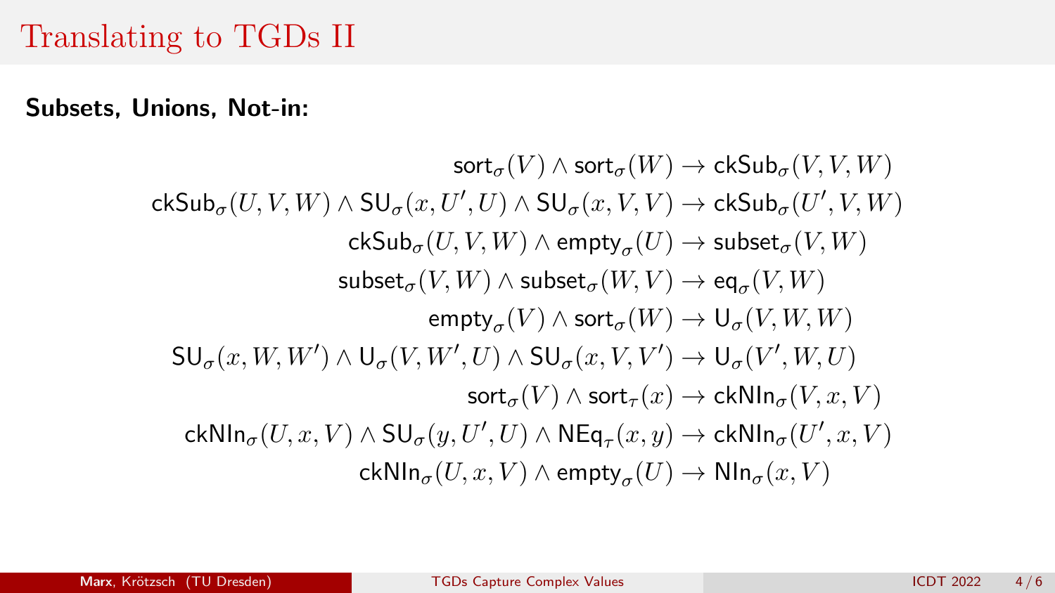# Translating to TGDs II

**Subsets, Unions, Not-in:**

$$
\begin{aligned}
\mathsf{sort}_\sigma(V) \wedge \mathsf{sort}_\sigma(W) &\rightarrow \mathsf{ckSub}_\sigma(V, V, W) \\
\mathsf{ckSub}_\sigma(U, V, W) \wedge \mathsf{SU}_\sigma(x, U', U) \wedge \mathsf{SU}_\sigma(x, V, V) &\rightarrow \mathsf{ckSub}_\sigma(U', V, W) \\
\mathsf{ckSub}_\sigma(U, V, W) \wedge \mathsf{empty}_\sigma(U) &\rightarrow \mathsf{subset}_\sigma(V, W) \\
\mathsf{subset}_\sigma(V, W) \wedge \mathsf{subset}_\sigma(W, V) &\rightarrow \mathsf{eq}_\sigma(V, W) \\
\mathsf{empty}_\sigma(V) \wedge \mathsf{sort}_\sigma(W) &\rightarrow \mathsf{U}_\sigma(V, W, W) \\
\mathsf{SU}_\sigma(x, W, W') \wedge \mathsf{U}_\sigma(V, W', U) \wedge \mathsf{SU}_\sigma(x, V, V') &\rightarrow \mathsf{U}_\sigma(V', W, U) \\
\mathsf{sort}_\sigma(V) \wedge \mathsf{sort}_\tau(x) &\rightarrow \mathsf{ckNIn}_\sigma(V, x, V) \\
\mathsf{ckNIn}_\sigma(U, x, V) \wedge \mathsf{SU}_\sigma(y, U', U) \wedge \mathsf{NEq}_\tau(x, y) &\rightarrow \mathsf{ckNIn}_\sigma(U', x, V) \\
\mathsf{ckNIn}_\sigma(U, x, V) \wedge \mathsf{empty}_\sigma(U) &\rightarrow \mathsf{NIn}_\sigma(x, V)
\end{aligned}
$$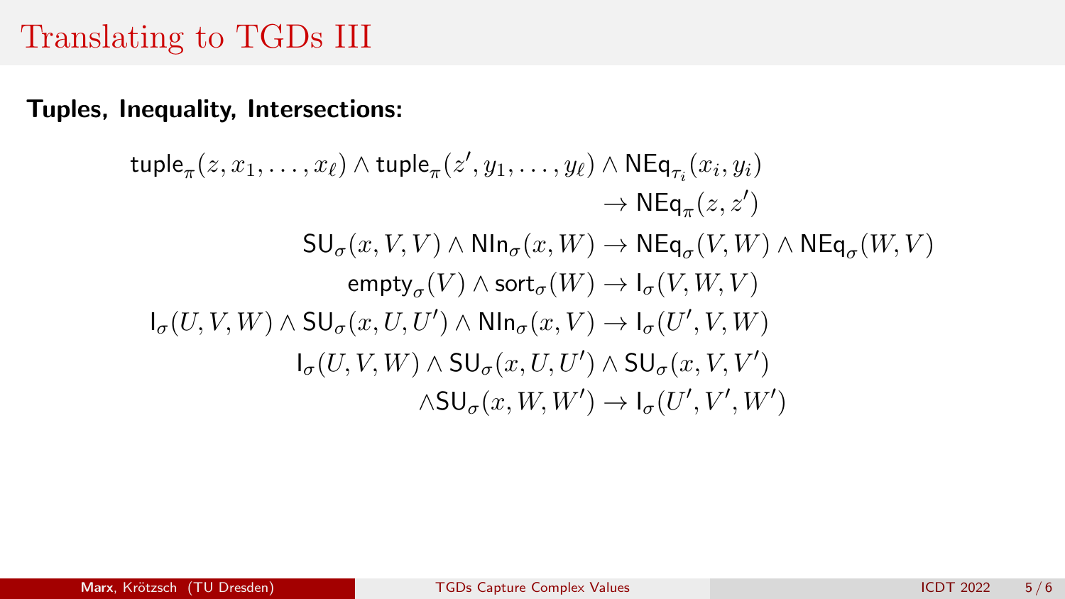# Translating to TGDs III

**Tuples, Inequality, Intersections:**

$$
\begin{aligned}
\mathsf{tuple}_\pi(z, x_1, \ldots, x_\ell) \wedge \mathsf{tuple}_\pi(z', y_1, \ldots, y_\ell) \wedge \mathsf{NEq}_{\tau_i}(x_i, y_i) & \\
\to \mathsf{NEq}_\pi(z, z') & \\
\mathsf{SU}_\sigma(x, V, V) \wedge \mathsf{NIn}_\sigma(x, W) & \to \mathsf{NEq}_\sigma(V, W) \wedge \mathsf{NEq}_\sigma(W, V) \\
\mathsf{empty}_\sigma(V) \wedge \mathsf{sort}_\sigma(W) & \to \mathsf{I}_\sigma(V, W, V) \\
\mathsf{I}_\sigma(U, V, W) \wedge \mathsf{SU}_\sigma(x, U, U') \wedge \mathsf{NIn}_\sigma(x, V) & \to \mathsf{I}_\sigma(U', V, W) \\
\mathsf{I}_\sigma(U, V, W) \wedge \mathsf{SU}_\sigma(x, U, U') \wedge \mathsf{SU}_\sigma(x, V, V') & \\
\wedge \mathsf{SU}_\sigma(x, W, W') & \to \mathsf{I}_\sigma(U', V', W')
\end{aligned}
$$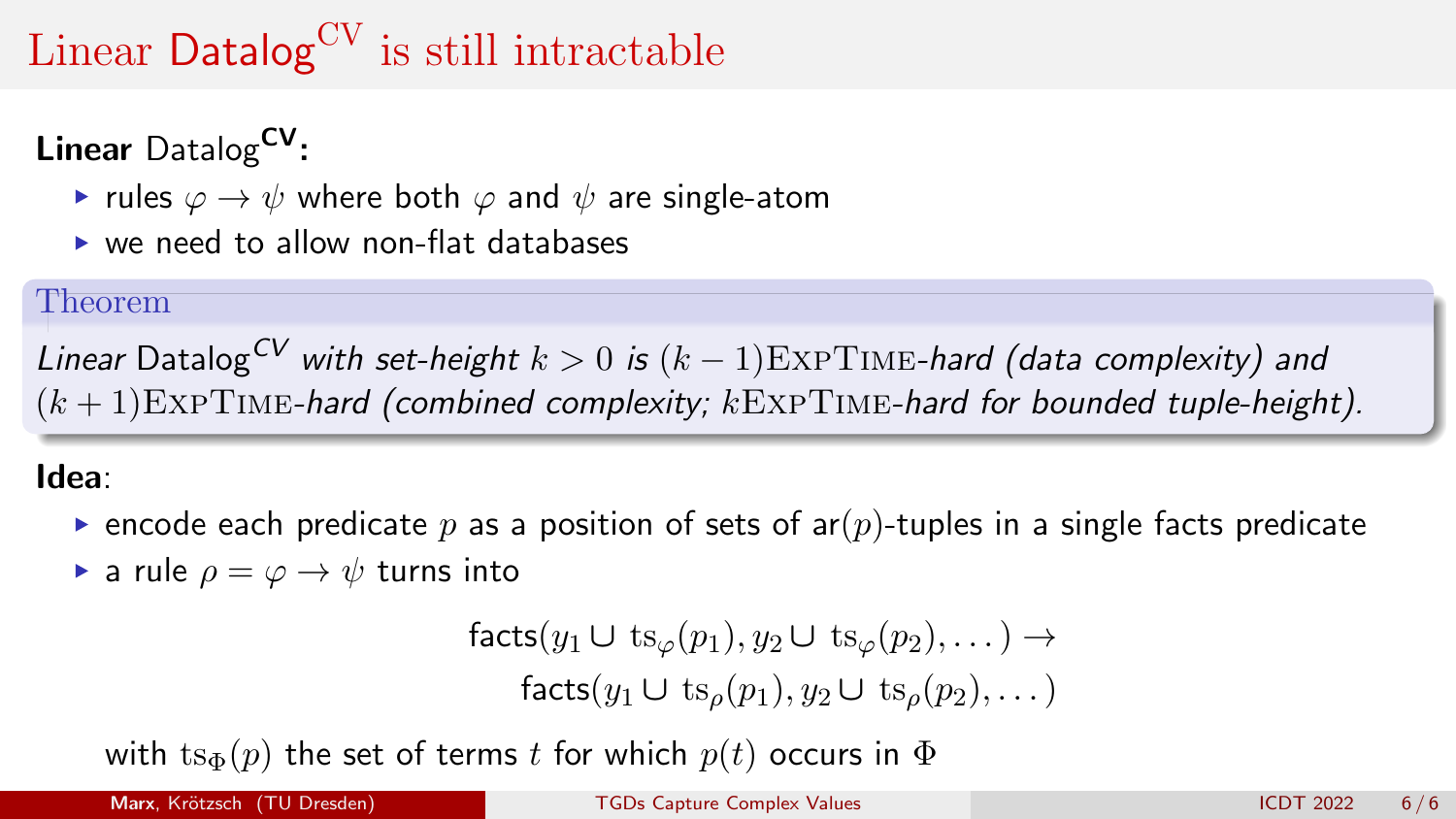# Linear Datalog$^{\mathrm{CV}}$ is still intractable

**Linear** Datalog$^{\mathbf{CV}}$**:**

- rules $\varphi \to \psi$ where both $\varphi$ and $\psi$ are single-atom
- we need to allow non-flat databases

**Theorem**

*Linear* Datalog$^{CV}$ *with set-height* $k > 0$ *is* $(k-1)\textsc{ExpTime}$*-hard (data complexity) and* $(k+1)\textsc{ExpTime}$*-hard (combined complexity;* $k\textsc{ExpTime}$*-hard for bounded tuple-height).*

**Idea**:

- encode each predicate $p$ as a position of sets of ar$(p)$-tuples in a single facts predicate
- a rule $\rho = \varphi \to \psi$ turns into

$$\mathsf{facts}(y_1 \cup \mathrm{ts}_\varphi(p_1), y_2 \cup \mathrm{ts}_\varphi(p_2), \dots) \to$$
$$\mathsf{facts}(y_1 \cup \mathrm{ts}_\rho(p_1), y_2 \cup \mathrm{ts}_\rho(p_2), \dots)$$

with $\mathrm{ts}_\Phi(p)$ the set of terms $t$ for which $p(t)$ occurs in $\Phi$